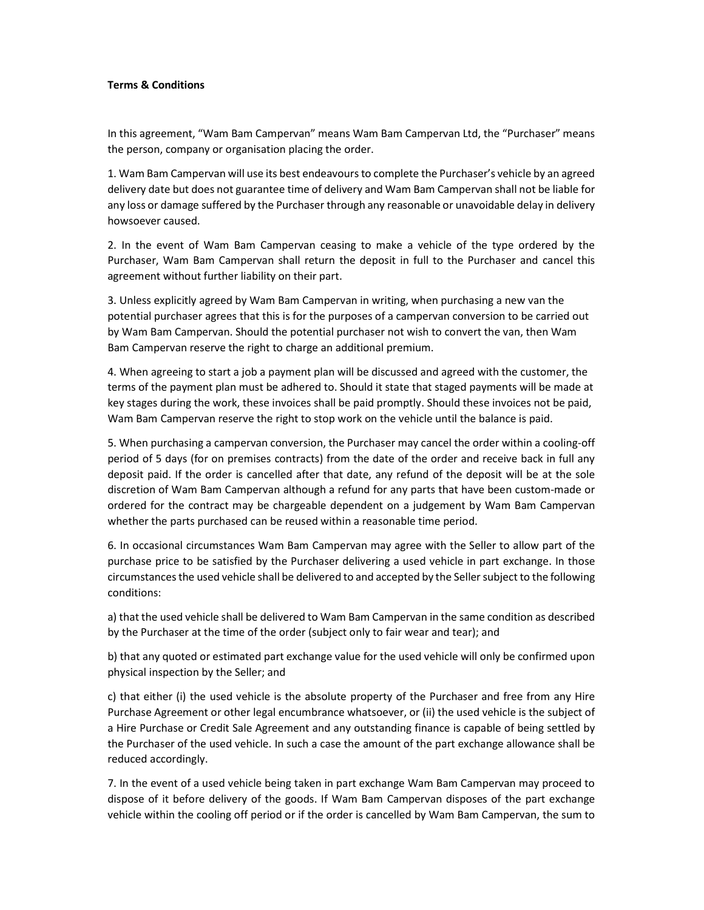**Terms & Conditions**

In this agreement, "Wam Bam Campervan" means Wam Bam Campervan Ltd, the "Purchaser" means the person, company or organisation placing the order.

1. Wam Bam Campervan will use its best endeavours to complete the Purchaser's vehicle by an agreed delivery date but does not guarantee time of delivery and Wam Bam Campervan shall not be liable for any loss or damage suffered by the Purchaser through any reasonable or unavoidable delay in delivery howsoever caused.

2. In the event of Wam Bam Campervan ceasing to make a vehicle of the type ordered by the Purchaser, Wam Bam Campervan shall return the deposit in full to the Purchaser and cancel this agreement without further liability on their part.

3. Unless explicitly agreed by Wam Bam Campervan in writing, when purchasing a new van the potential purchaser agrees that this is for the purposes of a campervan conversion to be carried out by Wam Bam Campervan. Should the potential purchaser not wish to convert the van, then Wam Bam Campervan reserve the right to charge an additional premium.

4. When agreeing to start a job a payment plan will be discussed and agreed with the customer, the terms of the payment plan must be adhered to. Should it state that staged payments will be made at key stages during the work, these invoices shall be paid promptly. Should these invoices not be paid, Wam Bam Campervan reserve the right to stop work on the vehicle until the balance is paid.

5. When purchasing a campervan conversion, the Purchaser may cancel the order within a cooling-off period of 5 days (for on premises contracts) from the date of the order and receive back in full any deposit paid. If the order is cancelled after that date, any refund of the deposit will be at the sole discretion of Wam Bam Campervan although a refund for any parts that have been custom-made or ordered for the contract may be chargeable dependent on a judgement by Wam Bam Campervan whether the parts purchased can be reused within a reasonable time period.

6. In occasional circumstances Wam Bam Campervan may agree with the Seller to allow part of the purchase price to be satisfied by the Purchaser delivering a used vehicle in part exchange. In those circumstances the used vehicle shall be delivered to and accepted by the Seller subject to the following conditions:

a) that the used vehicle shall be delivered to Wam Bam Campervan in the same condition as described by the Purchaser at the time of the order (subject only to fair wear and tear); and

b) that any quoted or estimated part exchange value for the used vehicle will only be confirmed upon physical inspection by the Seller; and

c) that either (i) the used vehicle is the absolute property of the Purchaser and free from any Hire Purchase Agreement or other legal encumbrance whatsoever, or (ii) the used vehicle is the subject of a Hire Purchase or Credit Sale Agreement and any outstanding finance is capable of being settled by the Purchaser of the used vehicle. In such a case the amount of the part exchange allowance shall be reduced accordingly.

7. In the event of a used vehicle being taken in part exchange Wam Bam Campervan may proceed to dispose of it before delivery of the goods. If Wam Bam Campervan disposes of the part exchange vehicle within the cooling off period or if the order is cancelled by Wam Bam Campervan, the sum to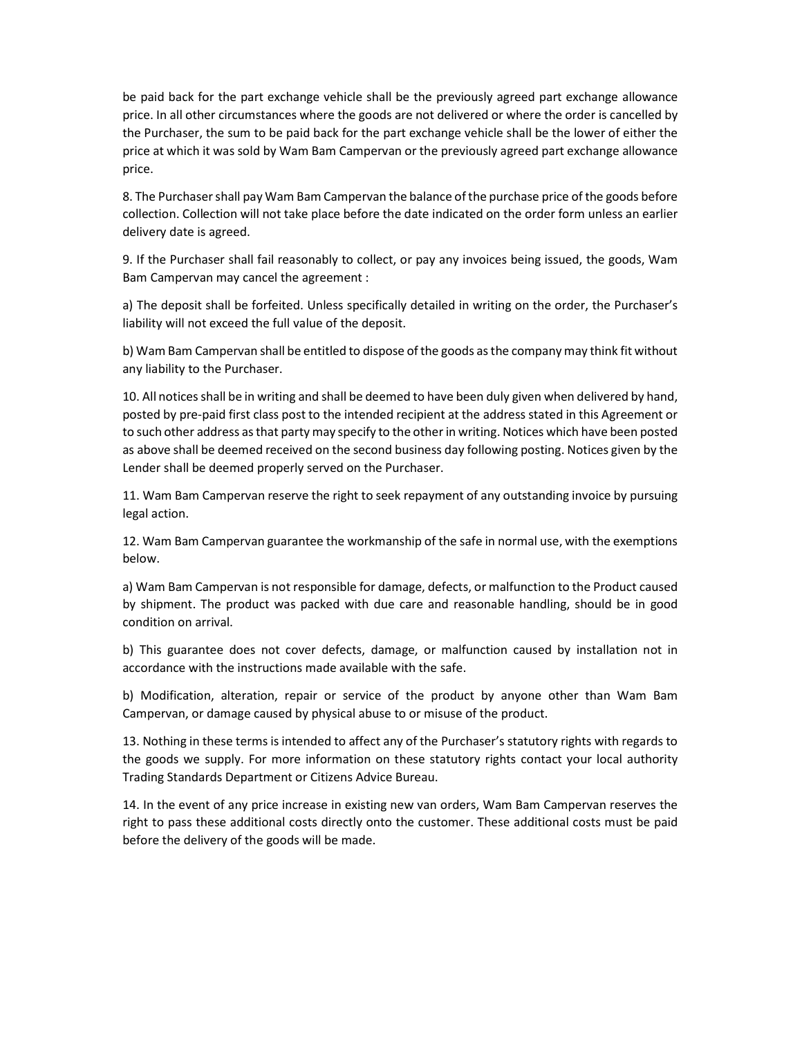be paid back for the part exchange vehicle shall be the previously agreed part exchange allowance price. In all other circumstances where the goods are not delivered or where the order is cancelled by the Purchaser, the sum to be paid back for the part exchange vehicle shall be the lower of either the price at which it was sold by Wam Bam Campervan or the previously agreed part exchange allowance price.

8. The Purchaser shall pay Wam Bam Campervan the balance of the purchase price of the goods before collection. Collection will not take place before the date indicated on the order form unless an earlier delivery date is agreed.

9. If the Purchaser shall fail reasonably to collect, or pay any invoices being issued, the goods, Wam Bam Campervan may cancel the agreement :

a) The deposit shall be forfeited. Unless specifically detailed in writing on the order, the Purchaser's liability will not exceed the full value of the deposit.

b) Wam Bam Campervan shall be entitled to dispose of the goods as the company may think fit without any liability to the Purchaser.

10. All notices shall be in writing and shall be deemed to have been duly given when delivered by hand, posted by pre-paid first class post to the intended recipient at the address stated in this Agreement or to such other address as that party may specify to the other in writing. Notices which have been posted as above shall be deemed received on the second business day following posting. Notices given by the Lender shall be deemed properly served on the Purchaser.

11. Wam Bam Campervan reserve the right to seek repayment of any outstanding invoice by pursuing legal action.

12. Wam Bam Campervan guarantee the workmanship of the safe in normal use, with the exemptions below.

a) Wam Bam Campervan is not responsible for damage, defects, or malfunction to the Product caused by shipment. The product was packed with due care and reasonable handling, should be in good condition on arrival.

b) This guarantee does not cover defects, damage, or malfunction caused by installation not in accordance with the instructions made available with the safe.

b) Modification, alteration, repair or service of the product by anyone other than Wam Bam Campervan, or damage caused by physical abuse to or misuse of the product.

13. Nothing in these terms is intended to affect any of the Purchaser's statutory rights with regards to the goods we supply. For more information on these statutory rights contact your local authority Trading Standards Department or Citizens Advice Bureau.

14. In the event of any price increase in existing new van orders, Wam Bam Campervan reserves the right to pass these additional costs directly onto the customer. These additional costs must be paid before the delivery of the goods will be made.